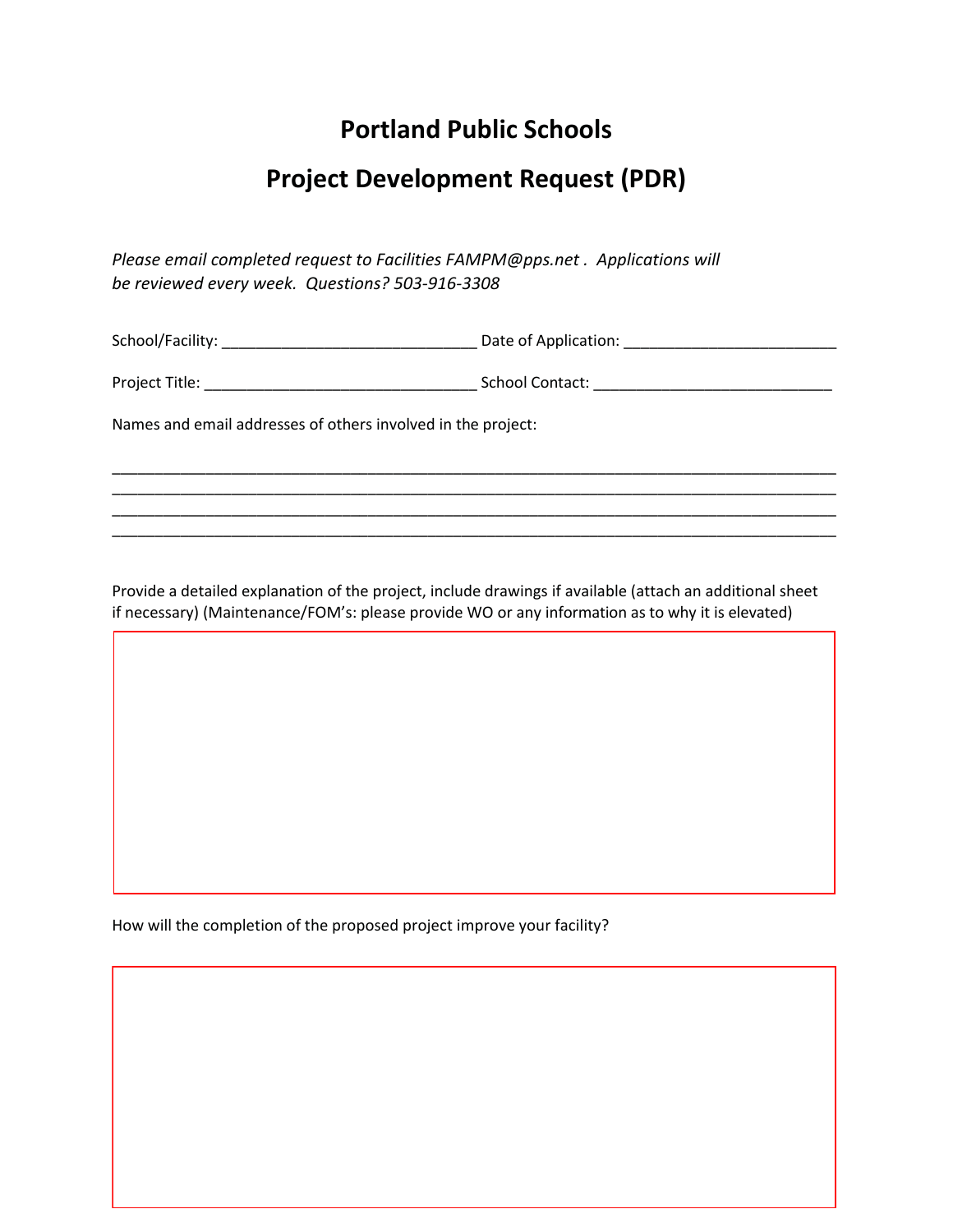# Portland Public Schools

## Project Development Request (PDR)

*Please email completed request to Facilities FAMPM@pps.net . Applications will be reviewed every week. Questions? 503-916-3308*

School/Facility: ______________________________ Date of Application: ________________________

Project Title: ________________________________ School Contact: ____________________________

Names and email addresses of others involved in the project:

________________________________________________________________________________________

________________________________________________________________________________________

________________________________________________________________________________________

________________________________________________________________________________________

Provide a detailed explanation of the project, include drawings if available (attach an additional sheet if necessary) (Maintenance/FOM's: please provide WO or any information as to why it is elevated)

How will the completion of the proposed project improve your facility?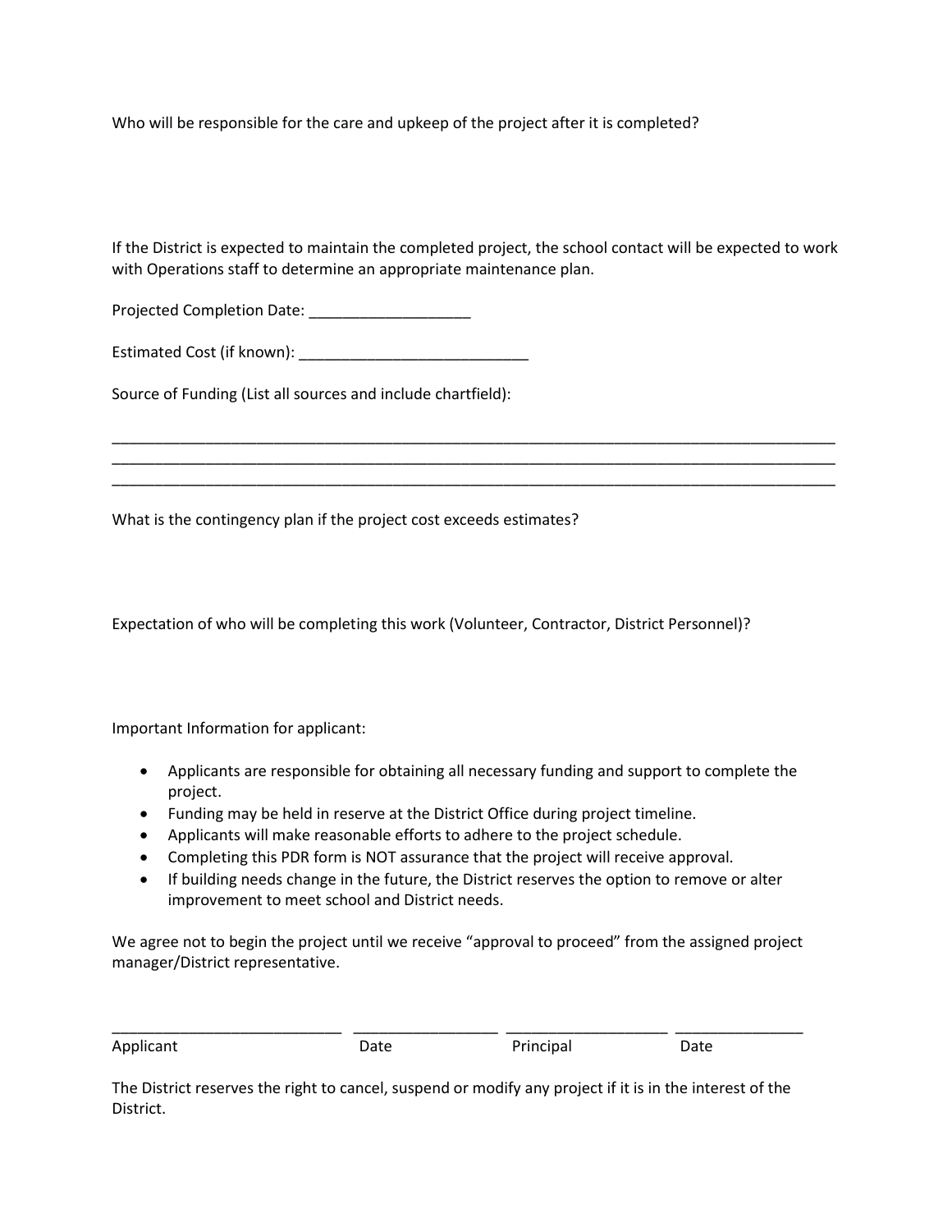Who will be responsible for the care and upkeep of the project after it is completed?

If the District is expected to maintain the completed project, the school contact will be expected to work with Operations staff to determine an appropriate maintenance plan.

Projected Completion Date: ___________________

Estimated Cost (if known): ___________________________

Source of Funding (List all sources and include chartfield):

_________________________________________________________________________________________
_________________________________________________________________________________________
_________________________________________________________________________________________

What is the contingency plan if the project cost exceeds estimates?

Expectation of who will be completing this work (Volunteer, Contractor, District Personnel)?

Important Information for applicant:

- Applicants are responsible for obtaining all necessary funding and support to complete the project.
- Funding may be held in reserve at the District Office during project timeline.
- Applicants will make reasonable efforts to adhere to the project schedule.
- Completing this PDR form is NOT assurance that the project will receive approval.
- If building needs change in the future, the District reserves the option to remove or alter improvement to meet school and District needs.

We agree not to begin the project until we receive "approval to proceed" from the assigned project manager/District representative.

| | | | |
|---|---|---|---|
| ___________________________ | _________________ | ___________________ | _______________ |
| Applicant | Date | Principal | Date |

The District reserves the right to cancel, suspend or modify any project if it is in the interest of the District.